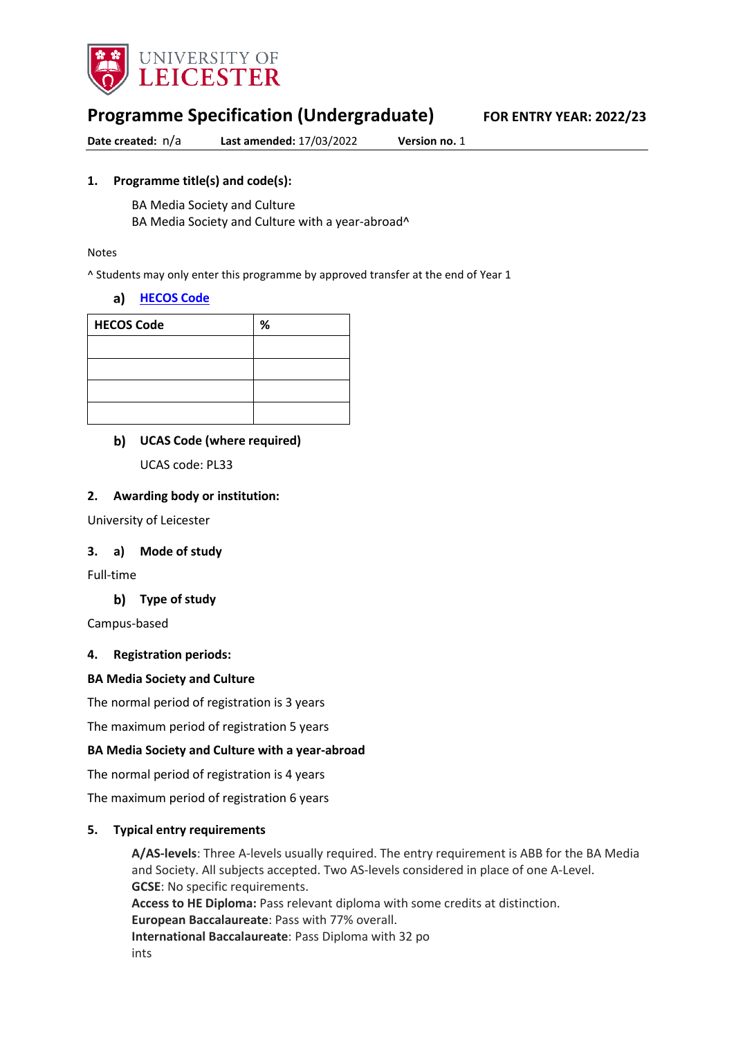# Programme Specification (Undergraduate)

**FOR ENTRY YEAR: 2022/23**

**Date created:** n/a **Last amended:** 17/03/2022 **Version no.** 1

## 1. Programme title(s) and code(s):

BA Media Society and Culture
BA Media Society and Culture with a year-abroad^

Notes

^ Students may only enter this programme by approved transfer at the end of Year 1

### a) HECOS Code

| HECOS Code | % |
|---|---|
| | |
| | |
| | |
| | |

### b) UCAS Code (where required)

UCAS code: PL33

## 2. Awarding body or institution:

University of Leicester

## 3. a) Mode of study

Full-time

### b) Type of study

Campus-based

## 4. Registration periods:

**BA Media Society and Culture**

The normal period of registration is 3 years

The maximum period of registration 5 years

**BA Media Society and Culture with a year-abroad**

The normal period of registration is 4 years

The maximum period of registration 6 years

## 5. Typical entry requirements

**A/AS-levels**: Three A-levels usually required. The entry requirement is ABB for the BA Media and Society. All subjects accepted. Two AS-levels considered in place of one A-Level.
**GCSE**: No specific requirements.
**Access to HE Diploma:** Pass relevant diploma with some credits at distinction.
**European Baccalaureate**: Pass with 77% overall.
**International Baccalaureate**: Pass Diploma with 32 po
ints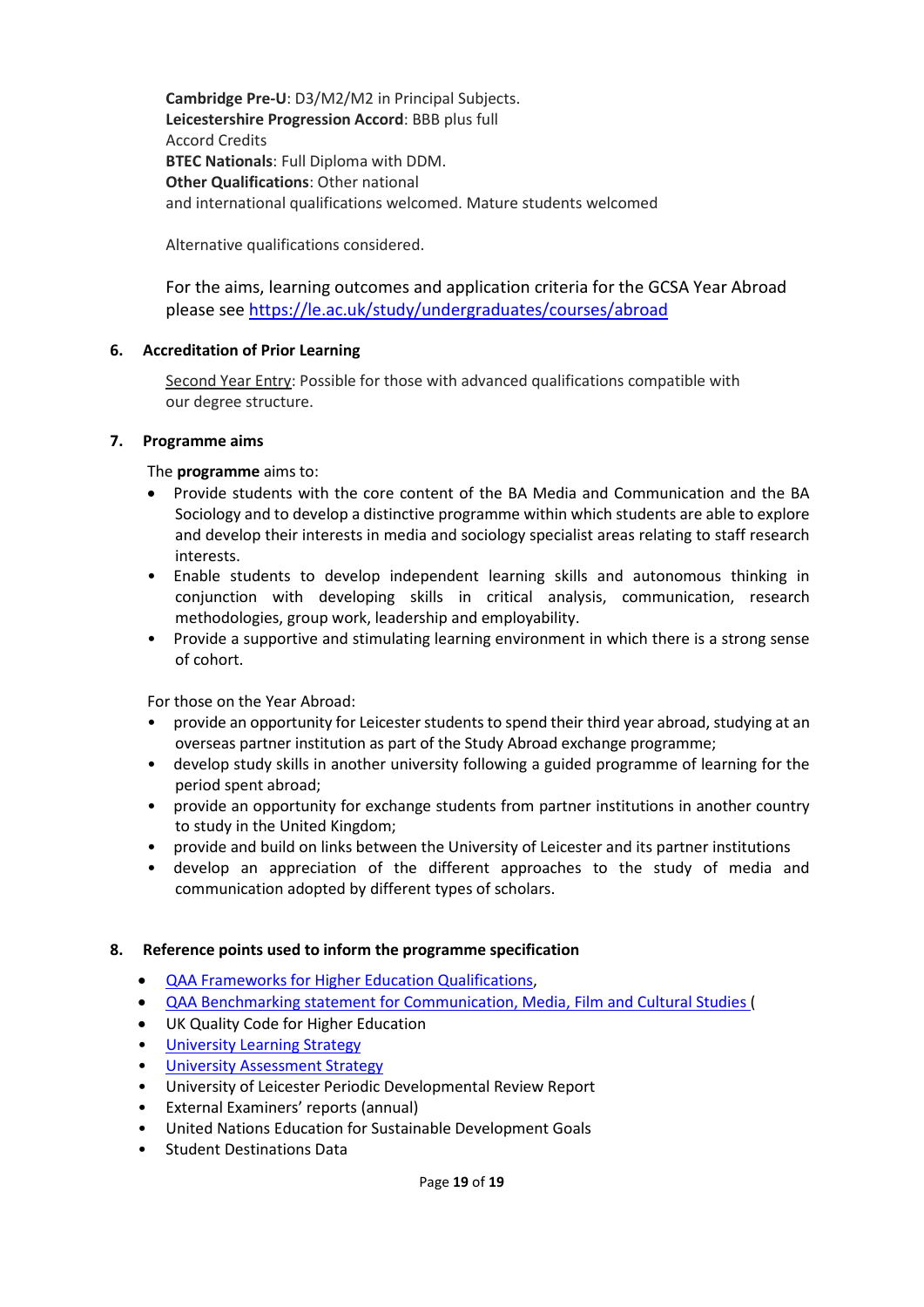**Cambridge Pre-U**: D3/M2/M2 in Principal Subjects.
**Leicestershire Progression Accord**: BBB plus full Accord Credits
**BTEC Nationals**: Full Diploma with DDM.
**Other Qualifications**: Other national and international qualifications welcomed. Mature students welcomed

Alternative qualifications considered.

For the aims, learning outcomes and application criteria for the GCSA Year Abroad please see [https://le.ac.uk/study/undergraduates/courses/abroad](https://le.ac.uk/study/undergraduates/courses/abroad)

## 6. Accreditation of Prior Learning

Second Year Entry: Possible for those with advanced qualifications compatible with our degree structure.

## 7. Programme aims

The **programme** aims to:

- Provide students with the core content of the BA Media and Communication and the BA Sociology and to develop a distinctive programme within which students are able to explore and develop their interests in media and sociology specialist areas relating to staff research interests.
- Enable students to develop independent learning skills and autonomous thinking in conjunction with developing skills in critical analysis, communication, research methodologies, group work, leadership and employability.
- Provide a supportive and stimulating learning environment in which there is a strong sense of cohort.

For those on the Year Abroad:

- provide an opportunity for Leicester students to spend their third year abroad, studying at an overseas partner institution as part of the Study Abroad exchange programme;
- develop study skills in another university following a guided programme of learning for the period spent abroad;
- provide an opportunity for exchange students from partner institutions in another country to study in the United Kingdom;
- provide and build on links between the University of Leicester and its partner institutions
- develop an appreciation of the different approaches to the study of media and communication adopted by different types of scholars.

## 8. Reference points used to inform the programme specification

- QAA Frameworks for Higher Education Qualifications,
- QAA Benchmarking statement for Communication, Media, Film and Cultural Studies (
- UK Quality Code for Higher Education
- University Learning Strategy
- University Assessment Strategy
- University of Leicester Periodic Developmental Review Report
- External Examiners' reports (annual)
- United Nations Education for Sustainable Development Goals
- Student Destinations Data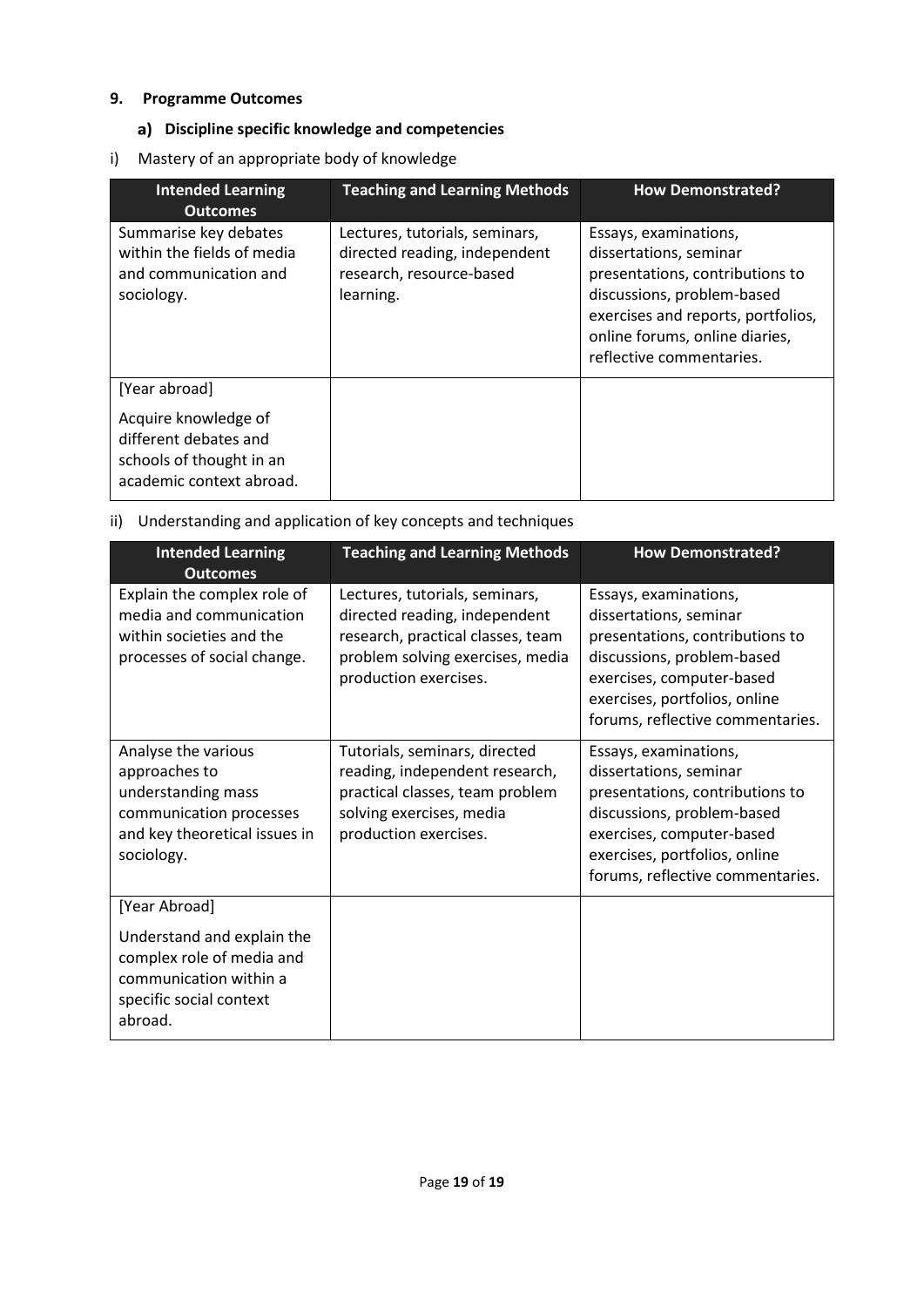## 9. Programme Outcomes

### a) Discipline specific knowledge and competencies

i) Mastery of an appropriate body of knowledge

| Intended Learning Outcomes | Teaching and Learning Methods | How Demonstrated? |
|---|---|---|
| Summarise key debates within the fields of media and communication and sociology. | Lectures, tutorials, seminars, directed reading, independent research, resource-based learning. | Essays, examinations, dissertations, seminar presentations, contributions to discussions, problem-based exercises and reports, portfolios, online forums, online diaries, reflective commentaries. |
| [Year abroad]<br><br>Acquire knowledge of different debates and schools of thought in an academic context abroad. | | |

ii) Understanding and application of key concepts and techniques

| Intended Learning Outcomes | Teaching and Learning Methods | How Demonstrated? |
|---|---|---|
| Explain the complex role of media and communication within societies and the processes of social change. | Lectures, tutorials, seminars, directed reading, independent research, practical classes, team problem solving exercises, media production exercises. | Essays, examinations, dissertations, seminar presentations, contributions to discussions, problem-based exercises, computer-based exercises, portfolios, online forums, reflective commentaries. |
| Analyse the various approaches to understanding mass communication processes and key theoretical issues in sociology. | Tutorials, seminars, directed reading, independent research, practical classes, team problem solving exercises, media production exercises. | Essays, examinations, dissertations, seminar presentations, contributions to discussions, problem-based exercises, computer-based exercises, portfolios, online forums, reflective commentaries. |
| [Year Abroad]<br><br>Understand and explain the complex role of media and communication within a specific social context abroad. | | |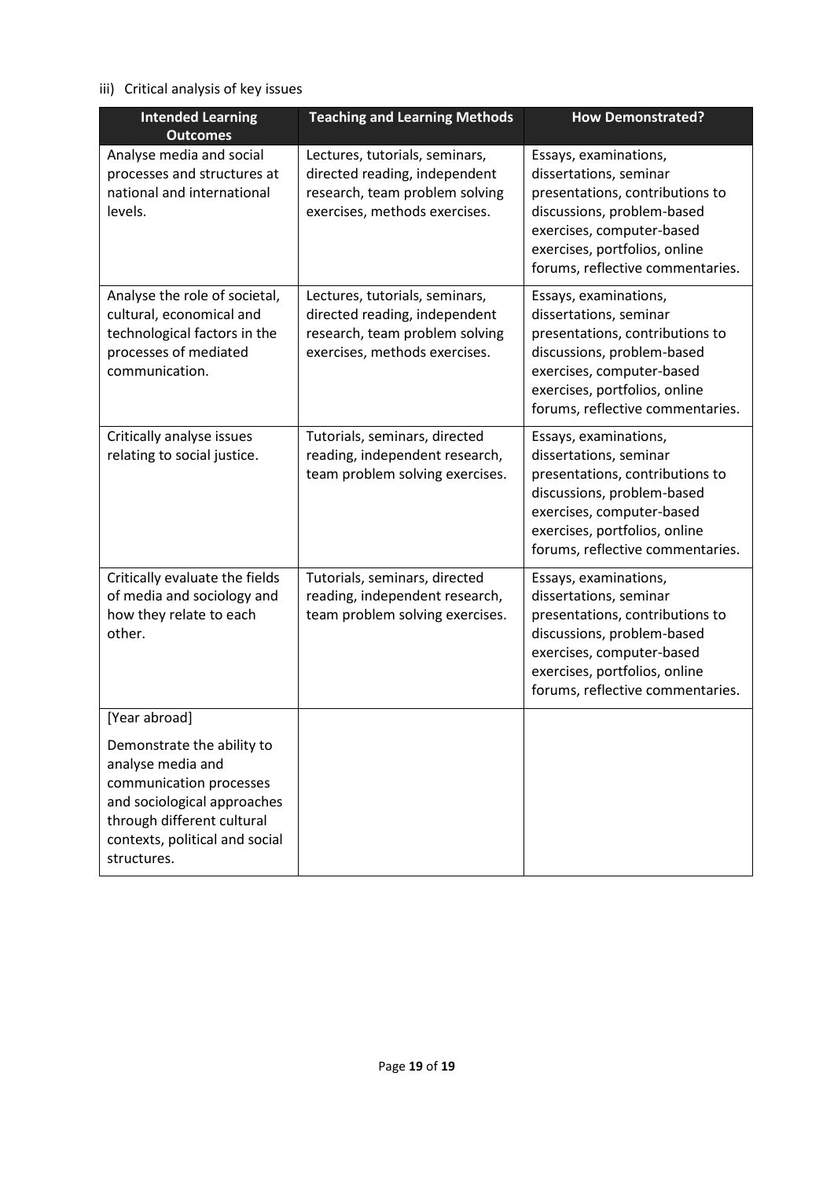iii) Critical analysis of key issues

| Intended Learning Outcomes | Teaching and Learning Methods | How Demonstrated? |
| --- | --- | --- |
| Analyse media and social processes and structures at national and international levels. | Lectures, tutorials, seminars, directed reading, independent research, team problem solving exercises, methods exercises. | Essays, examinations, dissertations, seminar presentations, contributions to discussions, problem-based exercises, computer-based exercises, portfolios, online forums, reflective commentaries. |
| Analyse the role of societal, cultural, economical and technological factors in the processes of mediated communication. | Lectures, tutorials, seminars, directed reading, independent research, team problem solving exercises, methods exercises. | Essays, examinations, dissertations, seminar presentations, contributions to discussions, problem-based exercises, computer-based exercises, portfolios, online forums, reflective commentaries. |
| Critically analyse issues relating to social justice. | Tutorials, seminars, directed reading, independent research, team problem solving exercises. | Essays, examinations, dissertations, seminar presentations, contributions to discussions, problem-based exercises, computer-based exercises, portfolios, online forums, reflective commentaries. |
| Critically evaluate the fields of media and sociology and how they relate to each other. | Tutorials, seminars, directed reading, independent research, team problem solving exercises. | Essays, examinations, dissertations, seminar presentations, contributions to discussions, problem-based exercises, computer-based exercises, portfolios, online forums, reflective commentaries. |
| [Year abroad] Demonstrate the ability to analyse media and communication processes and sociological approaches through different cultural contexts, political and social structures. | | |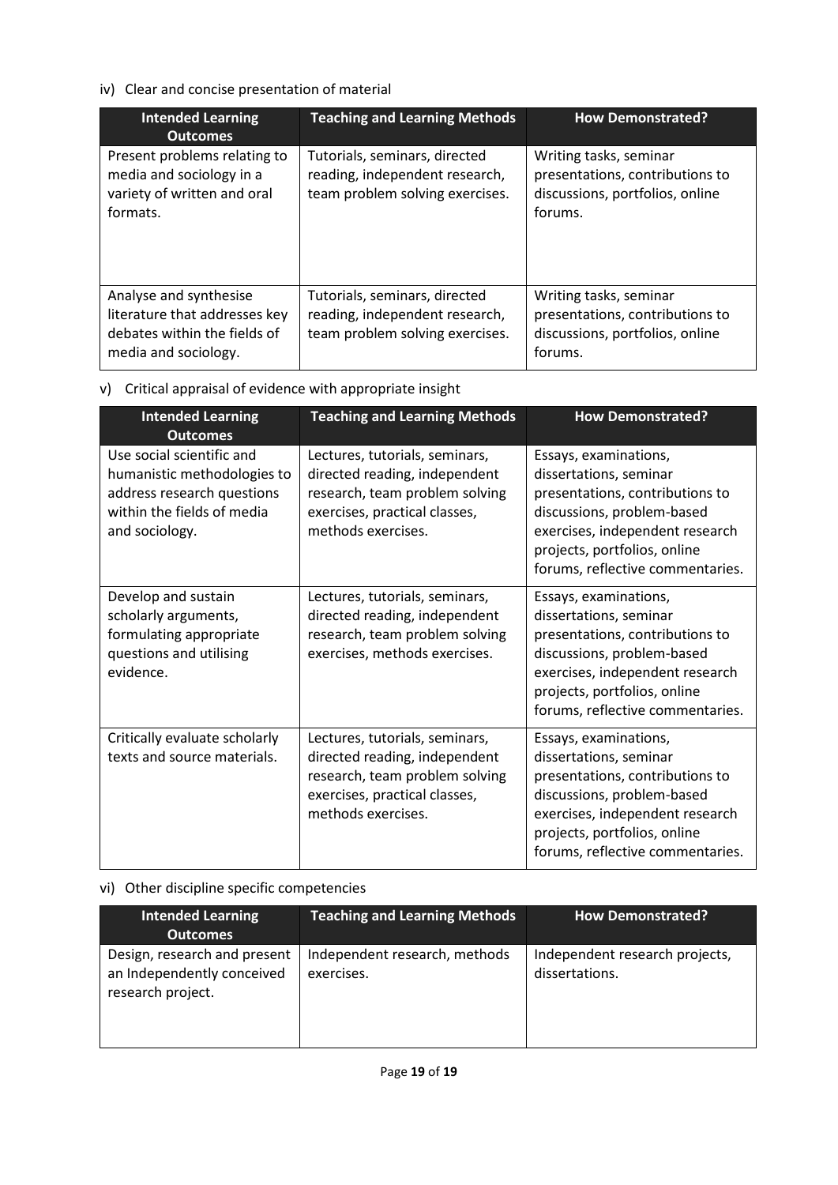iv) Clear and concise presentation of material

| Intended Learning Outcomes | Teaching and Learning Methods | How Demonstrated? |
|---|---|---|
| Present problems relating to media and sociology in a variety of written and oral formats. | Tutorials, seminars, directed reading, independent research, team problem solving exercises. | Writing tasks, seminar presentations, contributions to discussions, portfolios, online forums. |
| Analyse and synthesise literature that addresses key debates within the fields of media and sociology. | Tutorials, seminars, directed reading, independent research, team problem solving exercises. | Writing tasks, seminar presentations, contributions to discussions, portfolios, online forums. |

v) Critical appraisal of evidence with appropriate insight

| Intended Learning Outcomes | Teaching and Learning Methods | How Demonstrated? |
|---|---|---|
| Use social scientific and humanistic methodologies to address research questions within the fields of media and sociology. | Lectures, tutorials, seminars, directed reading, independent research, team problem solving exercises, practical classes, methods exercises. | Essays, examinations, dissertations, seminar presentations, contributions to discussions, problem-based exercises, independent research projects, portfolios, online forums, reflective commentaries. |
| Develop and sustain scholarly arguments, formulating appropriate questions and utilising evidence. | Lectures, tutorials, seminars, directed reading, independent research, team problem solving exercises, methods exercises. | Essays, examinations, dissertations, seminar presentations, contributions to discussions, problem-based exercises, independent research projects, portfolios, online forums, reflective commentaries. |
| Critically evaluate scholarly texts and source materials. | Lectures, tutorials, seminars, directed reading, independent research, team problem solving exercises, practical classes, methods exercises. | Essays, examinations, dissertations, seminar presentations, contributions to discussions, problem-based exercises, independent research projects, portfolios, online forums, reflective commentaries. |

vi) Other discipline specific competencies

| Intended Learning Outcomes | Teaching and Learning Methods | How Demonstrated? |
|---|---|---|
| Design, research and present an Independently conceived research project. | Independent research, methods exercises. | Independent research projects, dissertations. |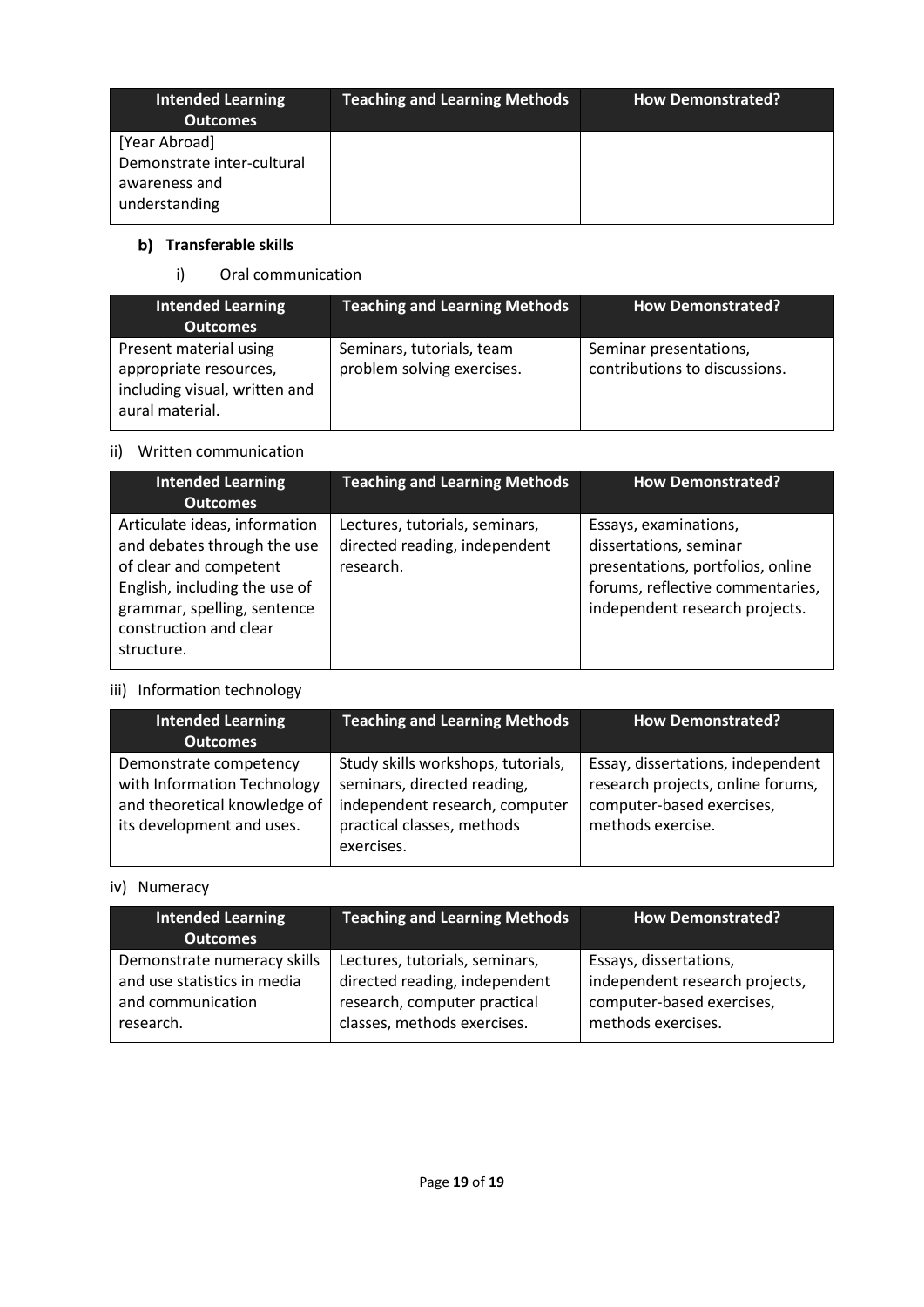| Intended Learning Outcomes | Teaching and Learning Methods | How Demonstrated? |
|---|---|---|
| [Year Abroad] Demonstrate inter-cultural awareness and understanding | | |

### b) Transferable skills

i) Oral communication

| Intended Learning Outcomes | Teaching and Learning Methods | How Demonstrated? |
|---|---|---|
| Present material using appropriate resources, including visual, written and aural material. | Seminars, tutorials, team problem solving exercises. | Seminar presentations, contributions to discussions. |

ii) Written communication

| Intended Learning Outcomes | Teaching and Learning Methods | How Demonstrated? |
|---|---|---|
| Articulate ideas, information and debates through the use of clear and competent English, including the use of grammar, spelling, sentence construction and clear structure. | Lectures, tutorials, seminars, directed reading, independent research. | Essays, examinations, dissertations, seminar presentations, portfolios, online forums, reflective commentaries, independent research projects. |

iii) Information technology

| Intended Learning Outcomes | Teaching and Learning Methods | How Demonstrated? |
|---|---|---|
| Demonstrate competency with Information Technology and theoretical knowledge of its development and uses. | Study skills workshops, tutorials, seminars, directed reading, independent research, computer practical classes, methods exercises. | Essay, dissertations, independent research projects, online forums, computer-based exercises, methods exercise. |

iv) Numeracy

| Intended Learning Outcomes | Teaching and Learning Methods | How Demonstrated? |
|---|---|---|
| Demonstrate numeracy skills and use statistics in media and communication research. | Lectures, tutorials, seminars, directed reading, independent research, computer practical classes, methods exercises. | Essays, dissertations, independent research projects, computer-based exercises, methods exercises. |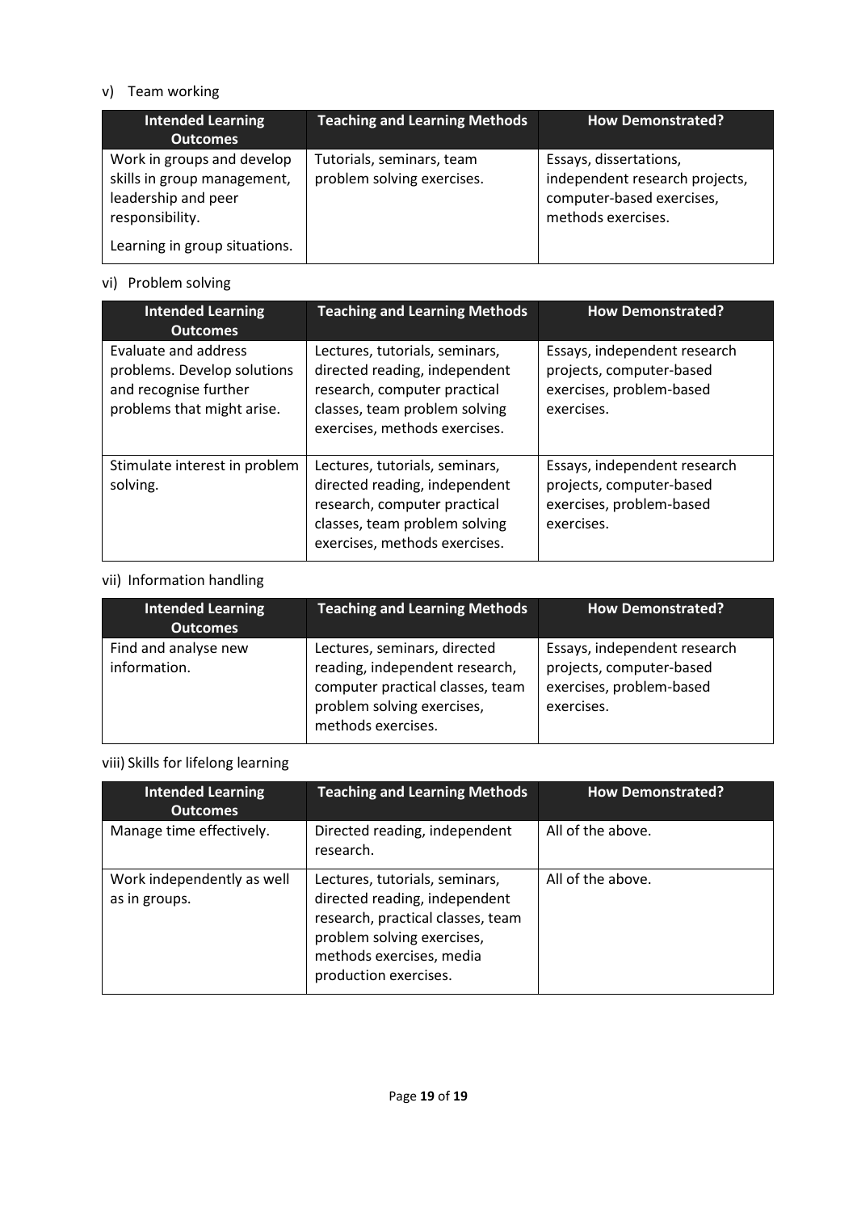v) Team working

| Intended Learning Outcomes | Teaching and Learning Methods | How Demonstrated? |
|---|---|---|
| Work in groups and develop skills in group management, leadership and peer responsibility.<br><br>Learning in group situations. | Tutorials, seminars, team problem solving exercises. | Essays, dissertations, independent research projects, computer-based exercises, methods exercises. |

vi) Problem solving

| Intended Learning Outcomes | Teaching and Learning Methods | How Demonstrated? |
|---|---|---|
| Evaluate and address problems. Develop solutions and recognise further problems that might arise. | Lectures, tutorials, seminars, directed reading, independent research, computer practical classes, team problem solving exercises, methods exercises. | Essays, independent research projects, computer-based exercises, problem-based exercises. |
| Stimulate interest in problem solving. | Lectures, tutorials, seminars, directed reading, independent research, computer practical classes, team problem solving exercises, methods exercises. | Essays, independent research projects, computer-based exercises, problem-based exercises. |

vii) Information handling

| Intended Learning Outcomes | Teaching and Learning Methods | How Demonstrated? |
|---|---|---|
| Find and analyse new information. | Lectures, seminars, directed reading, independent research, computer practical classes, team problem solving exercises, methods exercises. | Essays, independent research projects, computer-based exercises, problem-based exercises. |

viii) Skills for lifelong learning

| Intended Learning Outcomes | Teaching and Learning Methods | How Demonstrated? |
|---|---|---|
| Manage time effectively. | Directed reading, independent research. | All of the above. |
| Work independently as well as in groups. | Lectures, tutorials, seminars, directed reading, independent research, practical classes, team problem solving exercises, methods exercises, media production exercises. | All of the above. |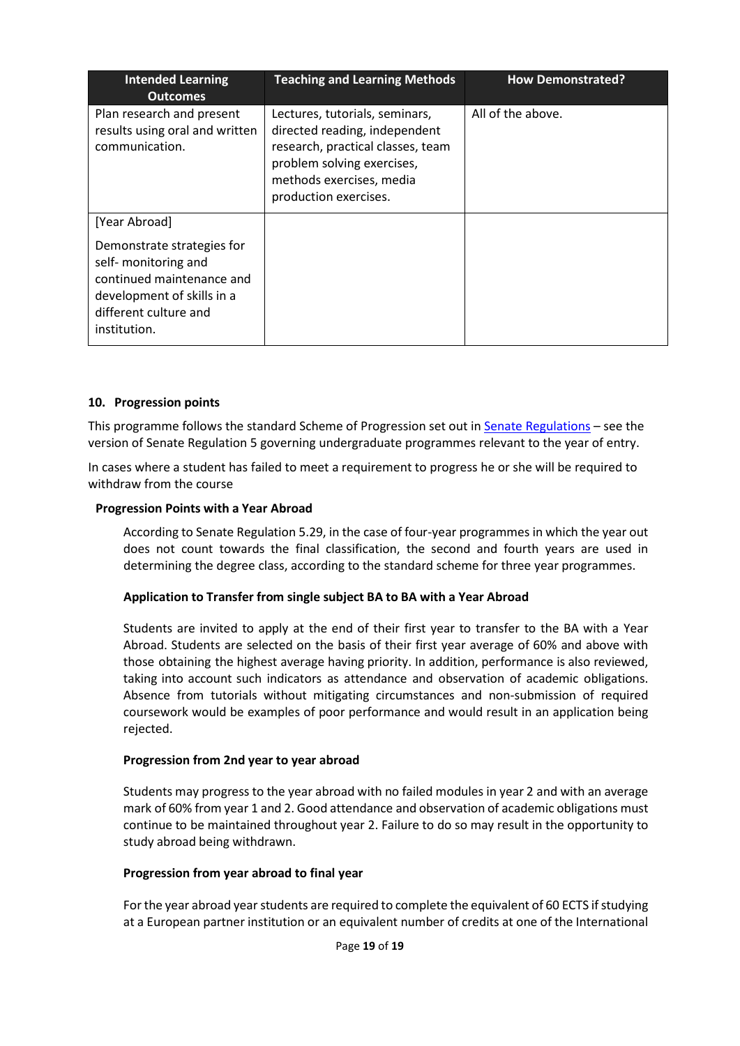| Intended Learning Outcomes | Teaching and Learning Methods | How Demonstrated? |
| --- | --- | --- |
| Plan research and present results using oral and written communication. | Lectures, tutorials, seminars, directed reading, independent research, practical classes, team problem solving exercises, methods exercises, media production exercises. | All of the above. |
| [Year Abroad]<br><br>Demonstrate strategies for self- monitoring and continued maintenance and development of skills in a different culture and institution. | | |

#### 10. Progression points

This programme follows the standard Scheme of Progression set out in Senate Regulations – see the version of Senate Regulation 5 governing undergraduate programmes relevant to the year of entry.

In cases where a student has failed to meet a requirement to progress he or she will be required to withdraw from the course

**Progression Points with a Year Abroad**

According to Senate Regulation 5.29, in the case of four-year programmes in which the year out does not count towards the final classification, the second and fourth years are used in determining the degree class, according to the standard scheme for three year programmes.

**Application to Transfer from single subject BA to BA with a Year Abroad**

Students are invited to apply at the end of their first year to transfer to the BA with a Year Abroad. Students are selected on the basis of their first year average of 60% and above with those obtaining the highest average having priority. In addition, performance is also reviewed, taking into account such indicators as attendance and observation of academic obligations. Absence from tutorials without mitigating circumstances and non-submission of required coursework would be examples of poor performance and would result in an application being rejected.

**Progression from 2nd year to year abroad**

Students may progress to the year abroad with no failed modules in year 2 and with an average mark of 60% from year 1 and 2. Good attendance and observation of academic obligations must continue to be maintained throughout year 2. Failure to do so may result in the opportunity to study abroad being withdrawn.

**Progression from year abroad to final year**

For the year abroad year students are required to complete the equivalent of 60 ECTS if studying at a European partner institution or an equivalent number of credits at one of the International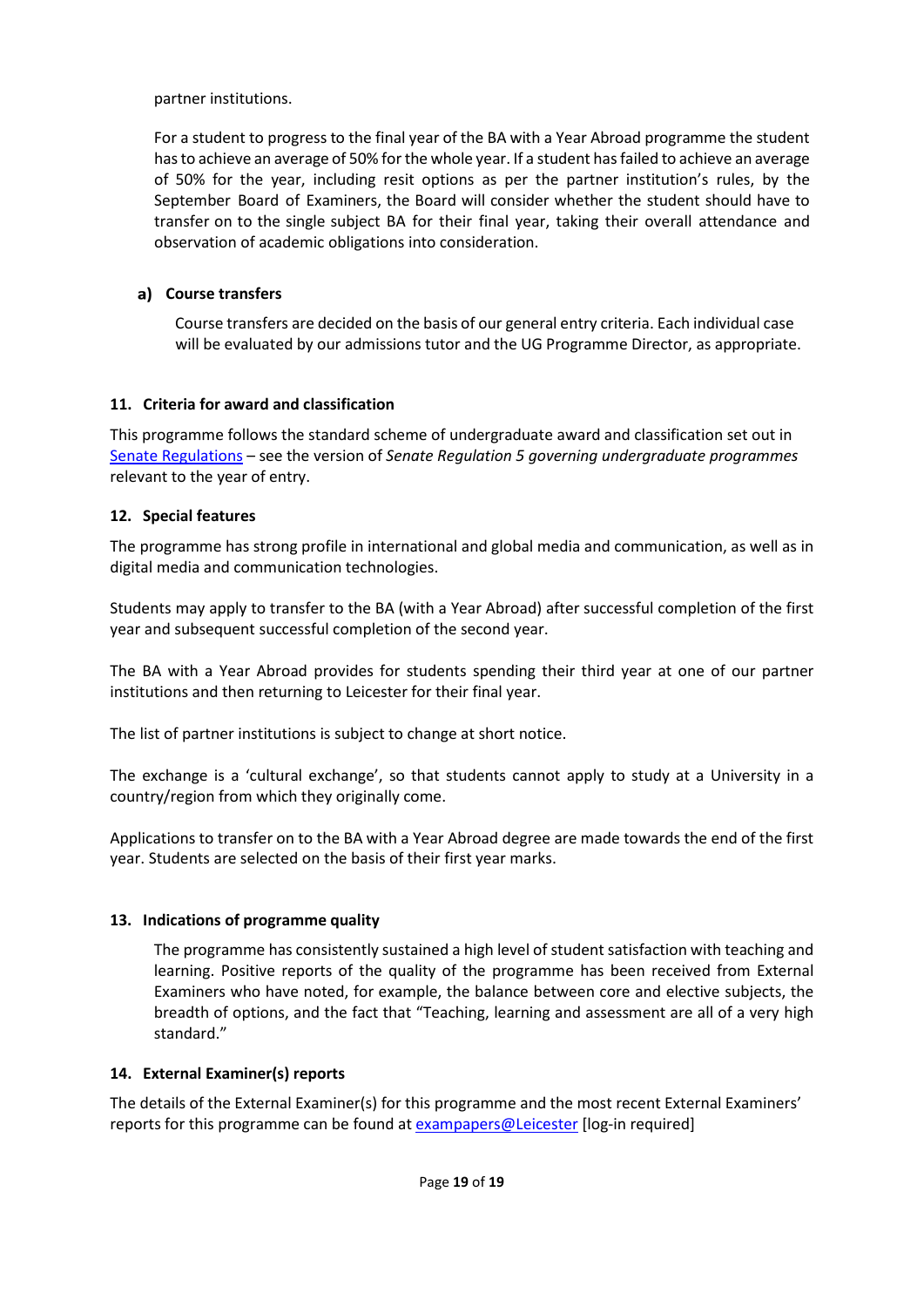partner institutions.

For a student to progress to the final year of the BA with a Year Abroad programme the student has to achieve an average of 50% for the whole year. If a student has failed to achieve an average of 50% for the year, including resit options as per the partner institution's rules, by the September Board of Examiners, the Board will consider whether the student should have to transfer on to the single subject BA for their final year, taking their overall attendance and observation of academic obligations into consideration.

### a) Course transfers

Course transfers are decided on the basis of our general entry criteria. Each individual case will be evaluated by our admissions tutor and the UG Programme Director, as appropriate.

## 11. Criteria for award and classification

This programme follows the standard scheme of undergraduate award and classification set out in [Senate Regulations](#) – see the version of *Senate Regulation 5 governing undergraduate programmes* relevant to the year of entry.

## 12. Special features

The programme has strong profile in international and global media and communication, as well as in digital media and communication technologies.

Students may apply to transfer to the BA (with a Year Abroad) after successful completion of the first year and subsequent successful completion of the second year.

The BA with a Year Abroad provides for students spending their third year at one of our partner institutions and then returning to Leicester for their final year.

The list of partner institutions is subject to change at short notice.

The exchange is a 'cultural exchange', so that students cannot apply to study at a University in a country/region from which they originally come.

Applications to transfer on to the BA with a Year Abroad degree are made towards the end of the first year. Students are selected on the basis of their first year marks.

## 13. Indications of programme quality

The programme has consistently sustained a high level of student satisfaction with teaching and learning. Positive reports of the quality of the programme has been received from External Examiners who have noted, for example, the balance between core and elective subjects, the breadth of options, and the fact that "Teaching, learning and assessment are all of a very high standard."

## 14. External Examiner(s) reports

The details of the External Examiner(s) for this programme and the most recent External Examiners' reports for this programme can be found at [exampapers@Leicester](#) [log-in required]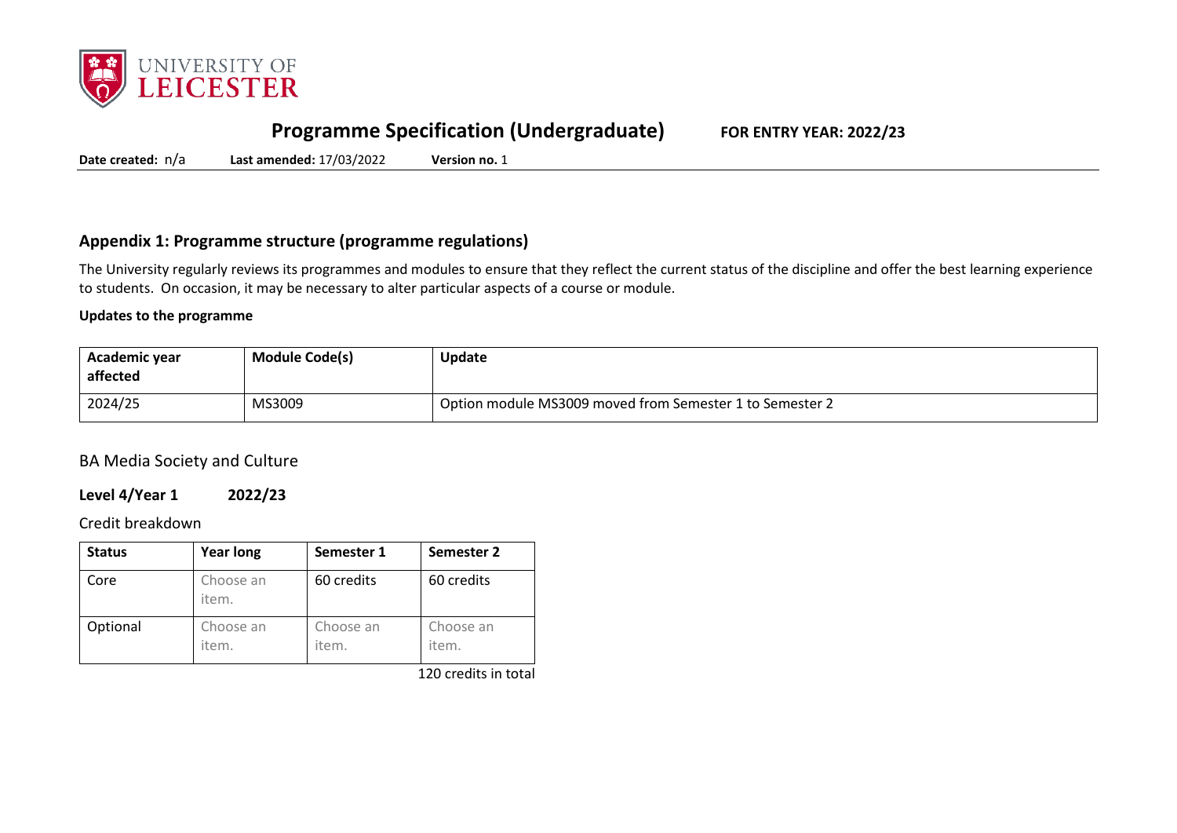# Programme Specification (Undergraduate)

**FOR ENTRY YEAR: 2022/23**

**Date created:** n/a **Last amended:** 17/03/2022 **Version no.** 1

## Appendix 1: Programme structure (programme regulations)

The University regularly reviews its programmes and modules to ensure that they reflect the current status of the discipline and offer the best learning experience to students. On occasion, it may be necessary to alter particular aspects of a course or module.

**Updates to the programme**

| Academic year affected | Module Code(s) | Update |
|---|---|---|
| 2024/25 | MS3009 | Option module MS3009 moved from Semester 1 to Semester 2 |

BA Media Society and Culture

**Level 4/Year 1 2022/23**

Credit breakdown

| Status | Year long | Semester 1 | Semester 2 |
|---|---|---|---|
| Core | Choose an item. | 60 credits | 60 credits |
| Optional | Choose an item. | Choose an item. | Choose an item. |

120 credits in total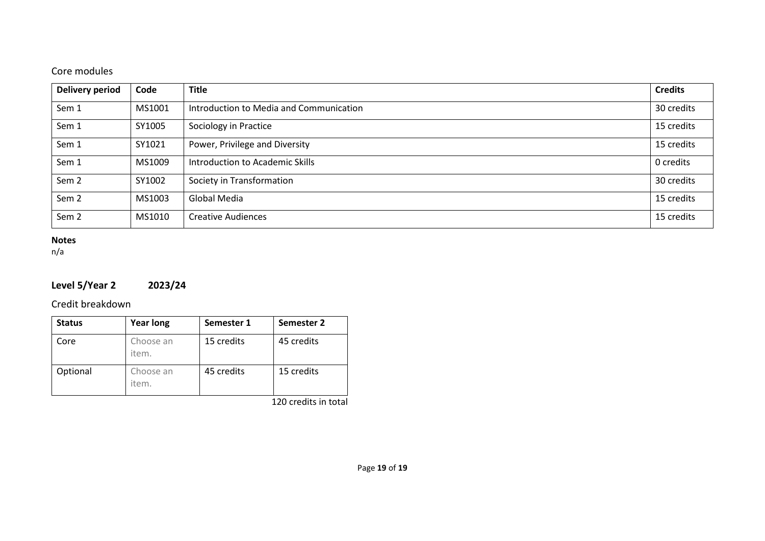## Core modules

| Delivery period | Code | Title | Credits |
|---|---|---|---|
| Sem 1 | MS1001 | Introduction to Media and Communication | 30 credits |
| Sem 1 | SY1005 | Sociology in Practice | 15 credits |
| Sem 1 | SY1021 | Power, Privilege and Diversity | 15 credits |
| Sem 1 | MS1009 | Introduction to Academic Skills | 0 credits |
| Sem 2 | SY1002 | Society in Transformation | 30 credits |
| Sem 2 | MS1003 | Global Media | 15 credits |
| Sem 2 | MS1010 | Creative Audiences | 15 credits |

**Notes**
n/a

## Level 5/Year 2 2023/24

### Credit breakdown

| Status | Year long | Semester 1 | Semester 2 |
|---|---|---|---|
| Core | Choose an item. | 15 credits | 45 credits |
| Optional | Choose an item. | 45 credits | 15 credits |

120 credits in total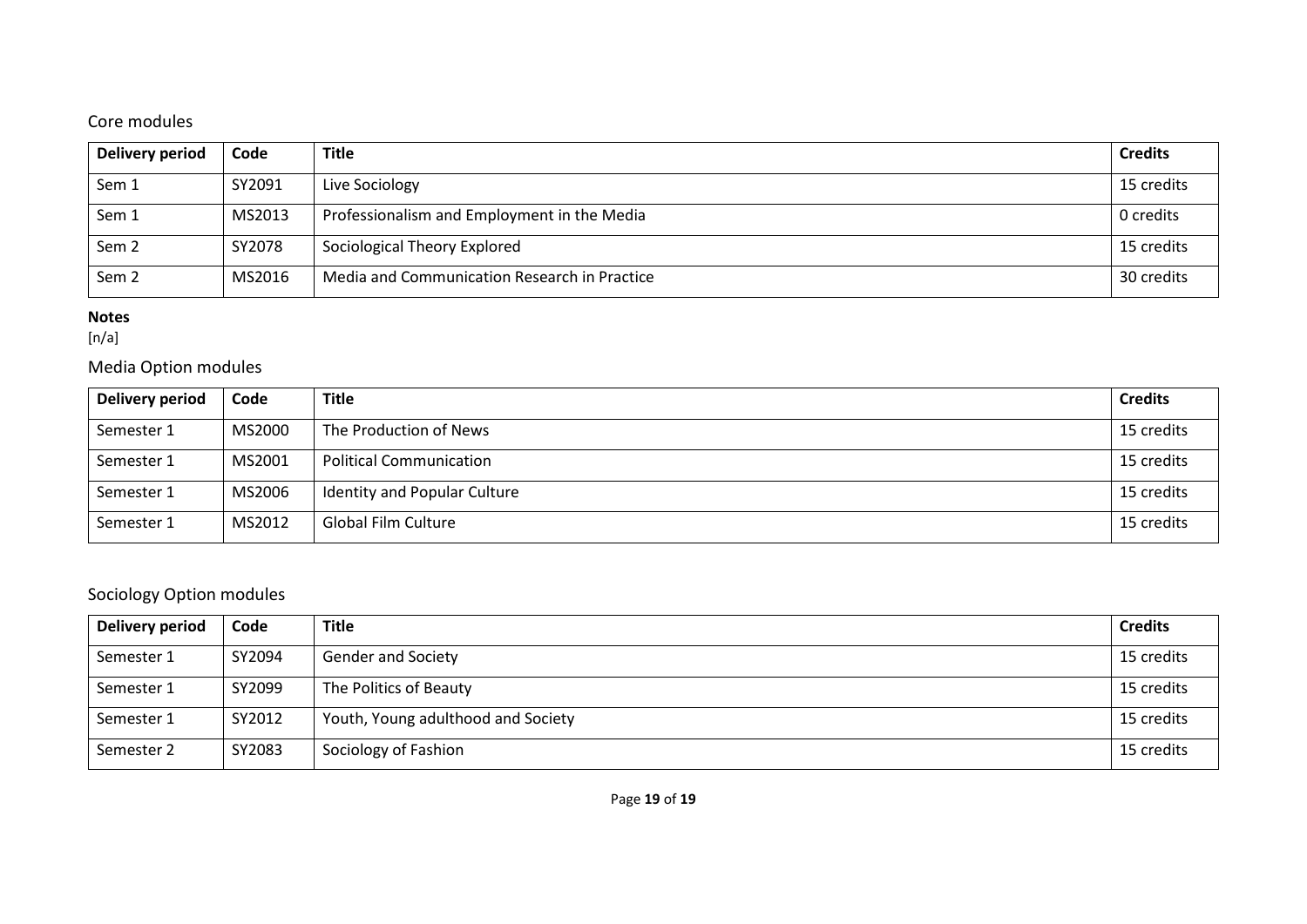## Core modules

| Delivery period | Code | Title | Credits |
| --- | --- | --- | --- |
| Sem 1 | SY2091 | Live Sociology | 15 credits |
| Sem 1 | MS2013 | Professionalism and Employment in the Media | 0 credits |
| Sem 2 | SY2078 | Sociological Theory Explored | 15 credits |
| Sem 2 | MS2016 | Media and Communication Research in Practice | 30 credits |

**Notes**
[n/a]

## Media Option modules

| Delivery period | Code | Title | Credits |
| --- | --- | --- | --- |
| Semester 1 | MS2000 | The Production of News | 15 credits |
| Semester 1 | MS2001 | Political Communication | 15 credits |
| Semester 1 | MS2006 | Identity and Popular Culture | 15 credits |
| Semester 1 | MS2012 | Global Film Culture | 15 credits |

## Sociology Option modules

| Delivery period | Code | Title | Credits |
| --- | --- | --- | --- |
| Semester 1 | SY2094 | Gender and Society | 15 credits |
| Semester 1 | SY2099 | The Politics of Beauty | 15 credits |
| Semester 1 | SY2012 | Youth, Young adulthood and Society | 15 credits |
| Semester 2 | SY2083 | Sociology of Fashion | 15 credits |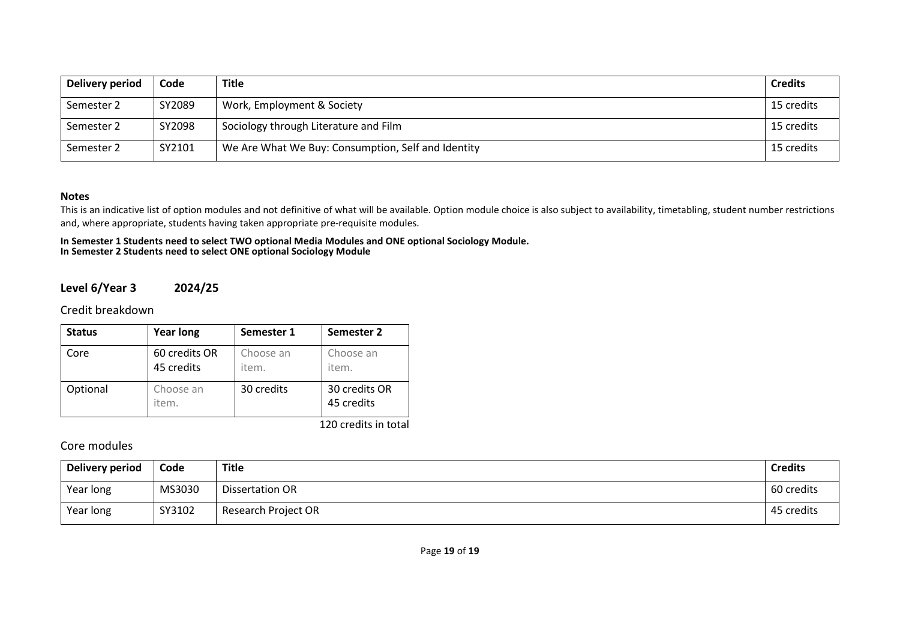| Delivery period | Code | Title | Credits |
|---|---|---|---|
| Semester 2 | SY2089 | Work, Employment & Society | 15 credits |
| Semester 2 | SY2098 | Sociology through Literature and Film | 15 credits |
| Semester 2 | SY2101 | We Are What We Buy: Consumption, Self and Identity | 15 credits |

**Notes**

This is an indicative list of option modules and not definitive of what will be available. Option module choice is also subject to availability, timetabling, student number restrictions and, where appropriate, students having taken appropriate pre-requisite modules.

**In Semester 1 Students need to select TWO optional Media Modules and ONE optional Sociology Module.**
**In Semester 2 Students need to select ONE optional Sociology Module**

## Level 6/Year 3 2024/25

### Credit breakdown

| Status | Year long | Semester 1 | Semester 2 |
|---|---|---|---|
| Core | 60 credits OR 45 credits | Choose an item. | Choose an item. |
| Optional | Choose an item. | 30 credits | 30 credits OR 45 credits |

120 credits in total

### Core modules

| Delivery period | Code | Title | Credits |
|---|---|---|---|
| Year long | MS3030 | Dissertation OR | 60 credits |
| Year long | SY3102 | Research Project OR | 45 credits |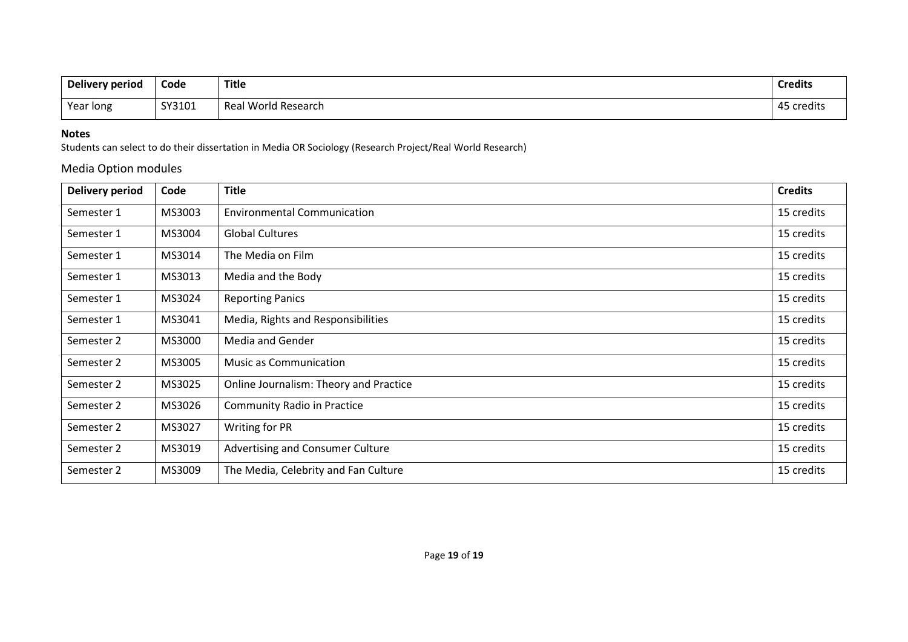| Delivery period | Code | Title | Credits |
| --- | --- | --- | --- |
| Year long | SY3101 | Real World Research | 45 credits |

**Notes**

Students can select to do their dissertation in Media OR Sociology (Research Project/Real World Research)

## Media Option modules

| Delivery period | Code | Title | Credits |
| --- | --- | --- | --- |
| Semester 1 | MS3003 | Environmental Communication | 15 credits |
| Semester 1 | MS3004 | Global Cultures | 15 credits |
| Semester 1 | MS3014 | The Media on Film | 15 credits |
| Semester 1 | MS3013 | Media and the Body | 15 credits |
| Semester 1 | MS3024 | Reporting Panics | 15 credits |
| Semester 1 | MS3041 | Media, Rights and Responsibilities | 15 credits |
| Semester 2 | MS3000 | Media and Gender | 15 credits |
| Semester 2 | MS3005 | Music as Communication | 15 credits |
| Semester 2 | MS3025 | Online Journalism: Theory and Practice | 15 credits |
| Semester 2 | MS3026 | Community Radio in Practice | 15 credits |
| Semester 2 | MS3027 | Writing for PR | 15 credits |
| Semester 2 | MS3019 | Advertising and Consumer Culture | 15 credits |
| Semester 2 | MS3009 | The Media, Celebrity and Fan Culture | 15 credits |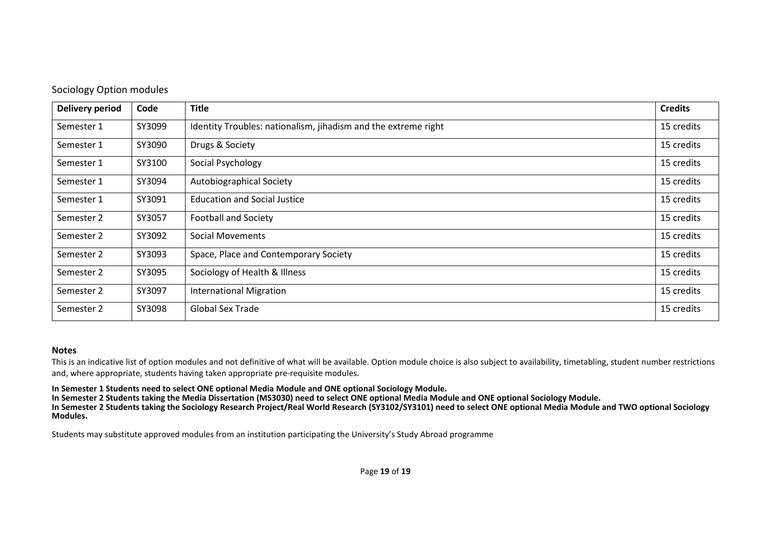## Sociology Option modules

| Delivery period | Code | Title | Credits |
| --- | --- | --- | --- |
| Semester 1 | SY3099 | Identity Troubles: nationalism, jihadism and the extreme right | 15 credits |
| Semester 1 | SY3090 | Drugs & Society | 15 credits |
| Semester 1 | SY3100 | Social Psychology | 15 credits |
| Semester 1 | SY3094 | Autobiographical Society | 15 credits |
| Semester 1 | SY3091 | Education and Social Justice | 15 credits |
| Semester 2 | SY3057 | Football and Society | 15 credits |
| Semester 2 | SY3092 | Social Movements | 15 credits |
| Semester 2 | SY3093 | Space, Place and Contemporary Society | 15 credits |
| Semester 2 | SY3095 | Sociology of Health & Illness | 15 credits |
| Semester 2 | SY3097 | International Migration | 15 credits |
| Semester 2 | SY3098 | Global Sex Trade | 15 credits |

**Notes**

This is an indicative list of option modules and not definitive of what will be available. Option module choice is also subject to availability, timetabling, student number restrictions and, where appropriate, students having taken appropriate pre-requisite modules.

**In Semester 1 Students need to select ONE optional Media Module and ONE optional Sociology Module.**
**In Semester 2 Students taking the Media Dissertation (MS3030) need to select ONE optional Media Module and ONE optional Sociology Module.**
**In Semester 2 Students taking the Sociology Research Project/Real World Research (SY3102/SY3101) need to select ONE optional Media Module and TWO optional Sociology Modules.**

Students may substitute approved modules from an institution participating the University's Study Abroad programme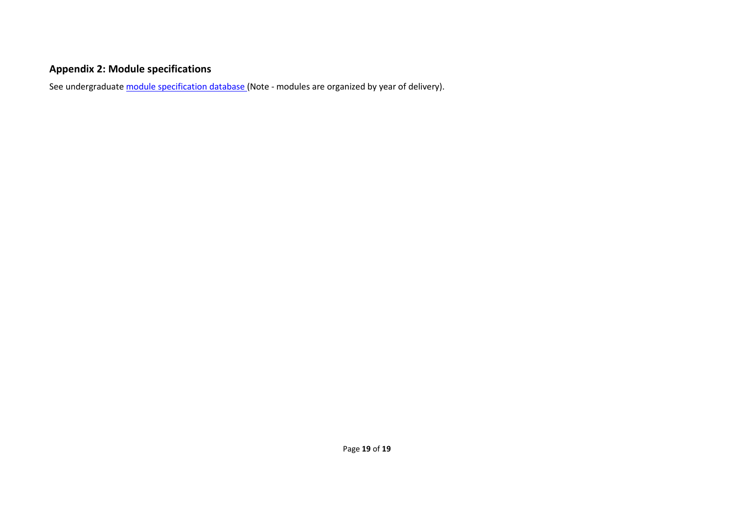## Appendix 2: Module specifications

See undergraduate module specification database (Note - modules are organized by year of delivery).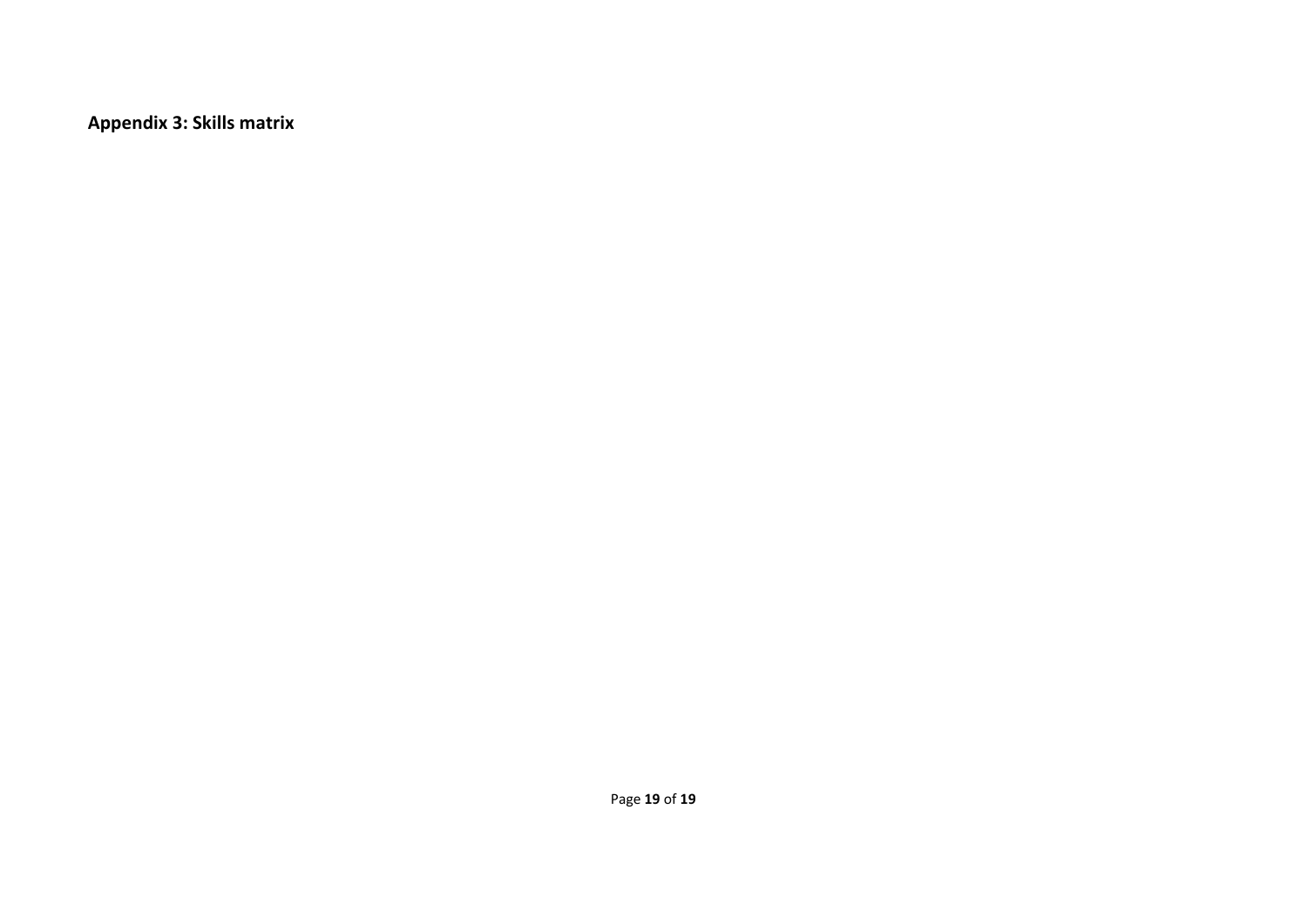**Appendix 3: Skills matrix**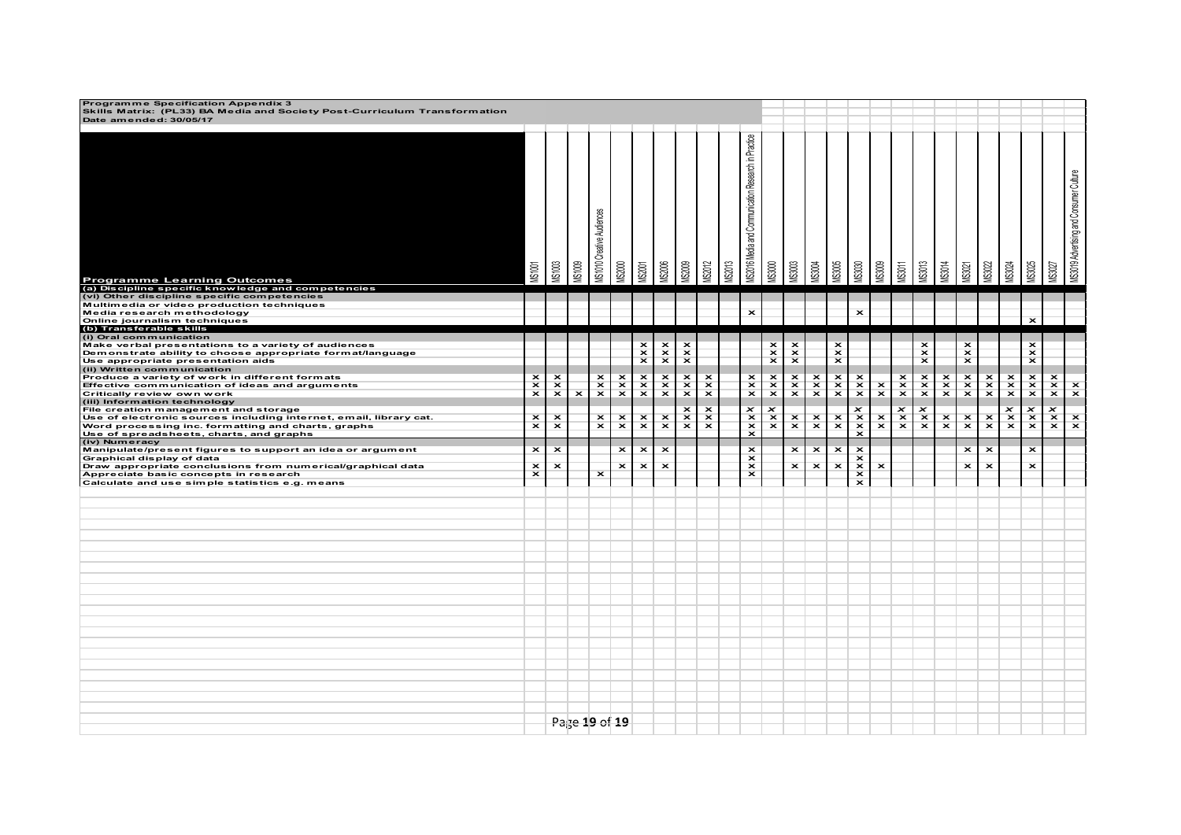**Programme Specification Appendix 3**
**Skills Matrix: (PL33) BA Media and Society Post-Curriculum Transformation**
**Date amended: 30/05/17**

| Programme Learning Outcomes | MS1001 | MS1003 | MS1009 | MS1010 Creative Audiences | MS2000 | MS2001 | MS2006 | MS2009 | MS2012 | MS2013 | MS2016 Media and Communication Research in Practice | MS3000 | MS3003 | MS3004 | MS3005 | MS3030 | MS3009 | MS3011 | MS3013 | MS3014 | MS3021 | MS3022 | MS3024 | MS3025 | MS3027 | MS3019 Advertising and Consumer Culture |
|---|---|---|---|---|---|---|---|---|---|---|---|---|---|---|---|---|---|---|---|---|---|---|---|---|---|---|
| **(a) Discipline specific knowledge and competencies** | | | | | | | | | | | | | | | | | | | | | | | | | | |
| **(vi) Other discipline specific competencies** | | | | | | | | | | | | | | | | | | | | | | | | | | |
| Multimedia or video production techniques | | | | | | | | | | | | | | | | | | | | | | | | | | |
| Media research methodology | | | | | | | | | | | x | | | | | x | | | | | | | | | | |
| Online journalism techniques | | | | | | | | | | | | | | | | | | | | | | | | x | | |
| **(b) Transferable skills** | | | | | | | | | | | | | | | | | | | | | | | | | | |
| **(i) Oral communication** | | | | | | | | | | | | | | | | | | | | | | | | | | |
| Make verbal presentations to a variety of audiences | | | | | | x | x | x | | | | x | x | | x | | | | x | | x | | | x | | |
| Demonstrate ability to choose appropriate format/language | | | | | | x | x | x | | | | x | x | | x | | | | x | | x | | | x | | |
| Use appropriate presentation aids | | | | | | x | x | x | | | | x | x | | x | | | | x | | x | | | x | | |
| **(ii) Written communication** | | | | | | | | | | | | | | | | | | | | | | | | | | |
| Produce a variety of work in different formats | x | x | | x | x | x | x | x | x | | x | x | x | x | x | x | | x | x | x | x | x | x | x | x | |
| Effective communication of ideas and arguments | x | x | | x | x | x | x | x | x | | x | x | x | x | x | x | x | x | x | x | x | x | x | x | x | x |
| Critically review own work | x | x | x | x | x | x | x | x | x | | x | x | x | x | x | x | x | x | x | x | x | x | x | x | x | x |
| **(iii) Information technology** | | | | | | | | | | | | | | | | | | | | | | | | | | |
| File creation management and storage | | | | | | | | x | x | | x | x | | | | x | | x | x | | | | x | x | x | |
| Use of electronic sources including internet, email, library cat. | x | x | | x | x | x | x | x | x | | x | x | x | x | x | x | x | x | x | x | x | x | x | x | x | x |
| Word processing inc. formatting and charts, graphs | x | x | | x | x | x | x | x | x | | x | x | x | x | x | x | x | x | x | x | x | x | x | x | x | x |
| Use of spreadsheets, charts, and graphs | | | | | | | | | | | x | | | | | x | | | | | | | | | | |
| **(iv) Numeracy** | | | | | | | | | | | | | | | | | | | | | | | | | | |
| Manipulate/present figures to support an idea or argument | x | x | | | x | x | x | | | | x | | x | x | x | x | | | | | x | x | | x | | |
| Graphical display of data | | | | | | | | | | | x | | | | | x | | | | | | | | | | |
| Draw appropriate conclusions from numerical/graphical data | x | x | | | x | x | x | | | | x | | x | x | x | x | x | | | | x | x | | x | | |
| Appreciate basic concepts in research | x | | | x | | | | | | | x | | | | | x | | | | | | | | | | |
| Calculate and use simple statistics e.g. means | | | | | | | | | | | | | | | | x | | | | | | | | | | |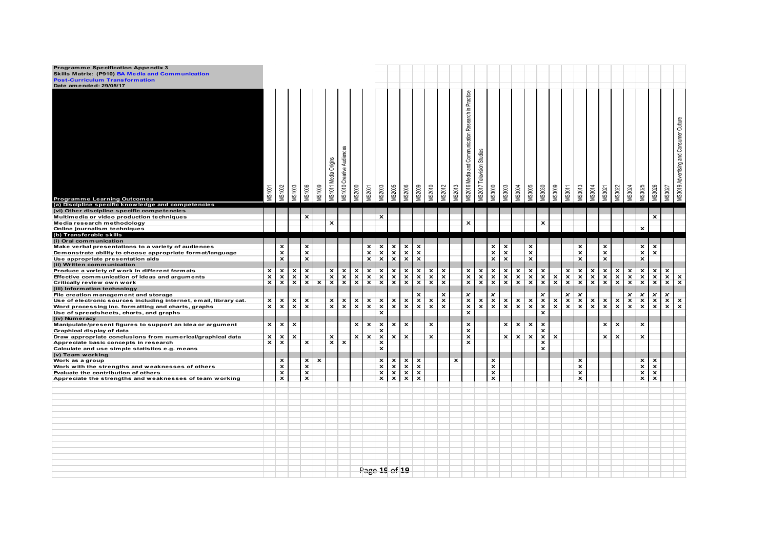**Programme Specification Appendix 3**
**Skills Matrix: (P910) BA Media and Communication**
**Post-Curriculum Transformation**
**Date amended: 29/05/17**

| Programme Learning Outcomes | MS1001 | MS1002 | MS1003 | MS1006 | MS1009 | MS1011 Media Origins | MS1010 Creative Audiences | MS2000 | MS2001 | MS2003 | MS2005 | MS2006 | MS2009 | MS2010 | MS2012 | MS2013 | MS2016 Media and Communication Research in Practice | MS2017 Television Studies | MS3000 | MS3003 | MS3004 | MS3005 | MS3030 | MS3009 | MS3011 | MS3013 | MS3014 | MS3021 | MS3022 | MS3024 | MS3025 | MS3026 | MS3027 | MS3019 Advertising and Consumer Culture |
|---|---|---|---|---|---|---|---|---|---|---|---|---|---|---|---|---|---|---|---|---|---|---|---|---|---|---|---|---|---|---|---|---|---|---|
| **(a) Discipline specific knowledge and competencies** | | | | | | | | | | | | | | | | | | | | | | | | | | | | | | | | | | |
| **(vi) Other discipline specific competencies** | | | | | | | | | | | | | | | | | | | | | | | | | | | | | | | | | | |
| Multimedia or video production techniques | | | | x | | | | | | x | | | | | | | | | | | | | | | | | | | | | | x | | |
| Media research methodology | | | | | | x | | | | | | | | | | | x | | | | | | x | | | | | | | | | | | |
| Online journalism techniques | | | | | | | | | | | | | | | | | | | | | | | | | | | | | | | x | | | |
| **(b) Transferable skills** | | | | | | | | | | | | | | | | | | | | | | | | | | | | | | | | | | |
| **(i) Oral communication** | | | | | | | | | | | | | | | | | | | | | | | | | | | | | | | | | | |
| Make verbal presentations to a variety of audiences | | x | | x | | | | | x | x | x | x | x | | | | | | x | x | | x | | | | x | | x | | | x | x | | |
| Demonstrate ability to choose appropriate format/language | | x | | x | | | | | x | x | x | x | x | | | | | | x | x | | x | | | | x | | x | | | x | x | | |
| Use appropriate presentation aids | | x | | x | | | | | x | x | x | x | x | | | | | | x | x | | x | | | | x | | x | | | x | | | |
| **(ii) Written communication** | | | | | | | | | | | | | | | | | | | | | | | | | | | | | | | | | | |
| Produce a variety of work in different formats | x | x | x | x | | x | x | x | x | x | x | x | x | x | x | | x | x | x | x | x | x | x | | x | x | x | x | x | x | x | x | x | |
| Effective communication of ideas and arguments | x | x | x | x | | x | x | x | x | x | x | x | x | x | x | | x | x | x | x | x | x | x | x | x | x | x | x | x | x | x | x | x | x |
| Critically review own work | x | x | x | x | x | x | x | x | x | x | x | x | x | x | x | | x | x | x | x | x | x | x | x | x | x | x | x | x | x | x | x | x | x |
| **(iii) Information technology** | | | | | | | | | | | | | | | | | | | | | | | | | | | | | | | | | | |
| File creation management and storage | | | | | | | | | | | | | x | | x | | x | | x | | | | x | | x | x | | | | x | x | x | x | |
| Use of electronic sources including internet, email, library cat. | x | x | x | x | | x | x | x | x | x | x | x | x | x | x | | x | x | x | x | x | x | x | x | x | x | x | x | x | x | x | x | x | x |
| Word processing inc. formatting and charts, graphs | x | x | x | x | | x | x | x | x | x | x | x | x | x | x | | x | x | x | x | x | x | x | x | x | x | x | x | x | x | x | x | x | x |
| Use of spreadsheets, charts, and graphs | | | | | | | | | | x | | | | | | | x | | | | | | x | | | | | | | | | | | |
| **(iv) Numeracy** | | | | | | | | | | | | | | | | | | | | | | | | | | | | | | | | | | |
| Manipulate/present figures to support an idea or argument | x | x | x | | | | | x | x | x | x | x | | x | | | x | | | x | x | x | x | | | | | x | x | | x | | | |
| Graphical display of data | | | | | | | | | | x | | | | | | | x | | | | | | x | | | | | | | | | | | |
| Draw appropriate conclusions from numerical/graphical data | x | x | x | | | x | | x | x | x | x | x | | x | | | x | | | x | x | x | x | x | | | | x | x | | x | | | |
| Appreciate basic concepts in research | x | x | | x | | x | x | | | x | | | | | | | x | | | | | | x | | | | | | | | | | | |
| Calculate and use simple statistics e.g. means | | | | | | | | | | x | | | | | | | | | | | | | x | | | | | | | | | | | |
| **(v) Team working** | | | | | | | | | | | | | | | | | | | | | | | | | | | | | | | | | | |
| Work as a group | | x | | x | x | | | | | x | x | x | x | | | x | | | x | | | | | | | x | | | | | x | x | | |
| Work with the strengths and weaknesses of others | | x | | x | | | | | | x | x | x | x | | | | | | x | | | | | | | x | | | | | x | x | | |
| Evaluate the contribution of others | | x | | x | | | | | | x | x | x | x | | | | | | x | | | | | | | x | | | | | x | x | | |
| Appreciate the strengths and weaknesses of team working | | x | | x | | | | | | x | x | x | x | | | | | | x | | | | | | | x | | | | | x | x | | |